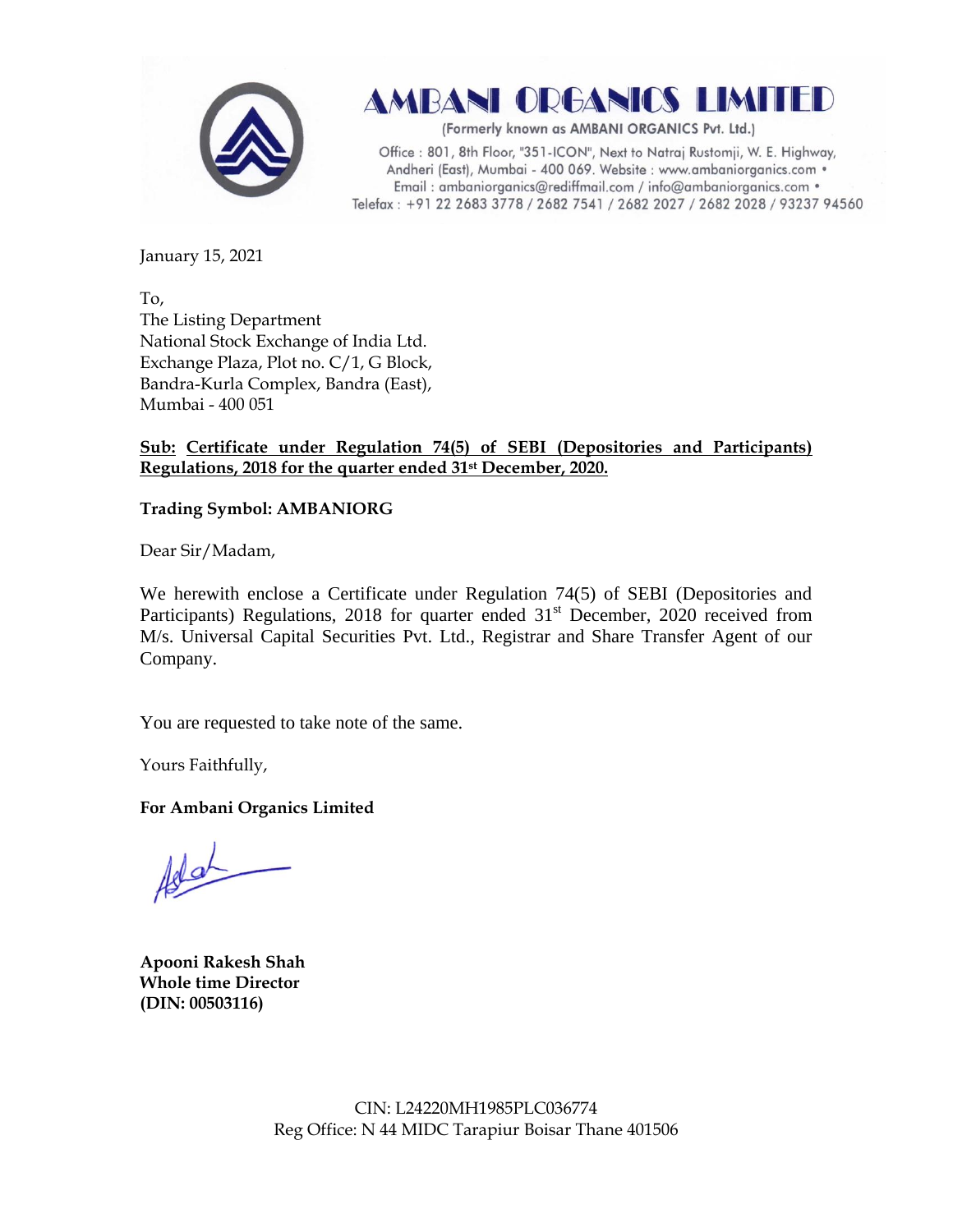# AMBANI ORGANICS LIMITED

(Formerly known as AMBANI ORGANICS Pvt. Ltd.)

Office : 801, 8th Floor, "351-ICON", Next to Natraj Rustomji, W. E. Highway, Andheri (East), Mumbai - 400 069. Website : www.ambaniorganics.com • Email : ambaniorganics@rediffmail.com / info@ambaniorganics.com • Telefax : +91 22 2683 3778 / 2682 7541 / 2682 2027 / 2682 2028 / 93237 94560

January 15, 2021

To,
The Listing Department
National Stock Exchange of India Ltd.
Exchange Plaza, Plot no. C/1, G Block,
Bandra-Kurla Complex, Bandra (East),
Mumbai - 400 051

**Sub: Certificate under Regulation 74(5) of SEBI (Depositories and Participants) Regulations, 2018 for the quarter ended 31st December, 2020.**

**Trading Symbol: AMBANIORG**

Dear Sir/Madam,

We herewith enclose a Certificate under Regulation 74(5) of SEBI (Depositories and Participants) Regulations, 2018 for quarter ended 31st December, 2020 received from M/s. Universal Capital Securities Pvt. Ltd., Registrar and Share Transfer Agent of our Company.

You are requested to take note of the same.

Yours Faithfully,

**For Ambani Organics Limited**

**Apooni Rakesh Shah**
**Whole time Director**
**(DIN: 00503116)**

CIN: L24220MH1985PLC036774
Reg Office: N 44 MIDC Tarapiur Boisar Thane 401506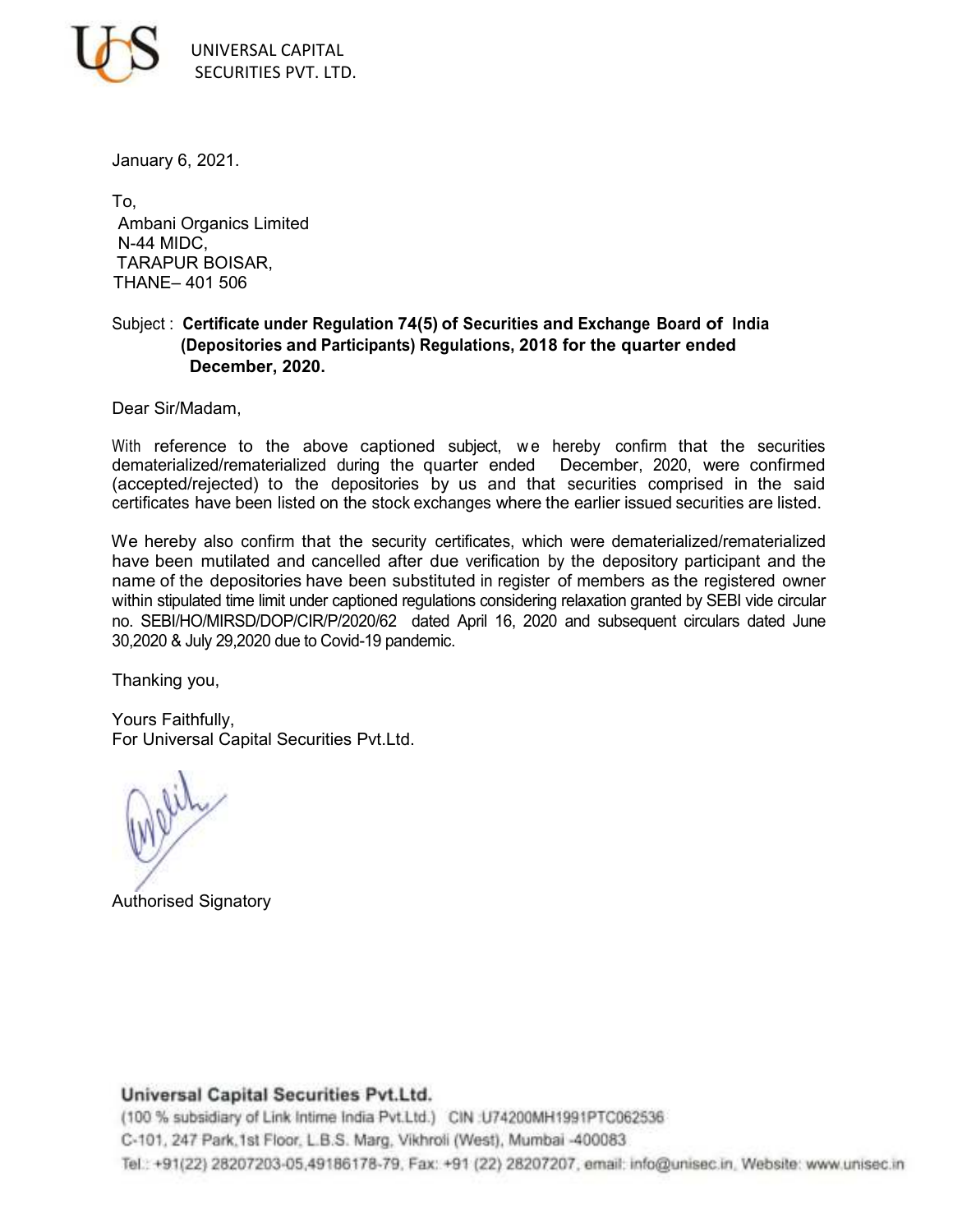UNIVERSAL CAPITAL SECURITIES PVT. LTD.

January 6, 2021.

To,
Ambani Organics Limited
N-44 MIDC,
TARAPUR BOISAR,
THANE– 401 506

Subject : **Certificate under Regulation 74(5) of Securities and Exchange Board of India (Depositories and Participants) Regulations, 2018 for the quarter ended December, 2020.**

Dear Sir/Madam,

With reference to the above captioned subject, we hereby confirm that the securities dematerialized/rematerialized during the quarter ended December, 2020, were confirmed (accepted/rejected) to the depositories by us and that securities comprised in the said certificates have been listed on the stock exchanges where the earlier issued securities are listed.

We hereby also confirm that the security certificates, which were dematerialized/rematerialized have been mutilated and cancelled after due verification by the depository participant and the name of the depositories have been substituted in register of members as the registered owner within stipulated time limit under captioned regulations considering relaxation granted by SEBI vide circular no. SEBI/HO/MIRSD/DOP/CIR/P/2020/62 dated April 16, 2020 and subsequent circulars dated June 30,2020 & July 29,2020 due to Covid-19 pandemic.

Thanking you,

Yours Faithfully,
For Universal Capital Securities Pvt.Ltd.

Authorised Signatory

**Universal Capital Securities Pvt.Ltd.**
(100 % subsidiary of Link Intime India Pvt.Ltd.) CIN :U74200MH1991PTC062536
C-101, 247 Park,1st Floor, L.B.S. Marg, Vikhroli (West), Mumbai -400083
Tel.: +91(22) 28207203-05,49186178-79, Fax: +91 (22) 28207207, email: info@unisec.in, Website: www.unisec.in